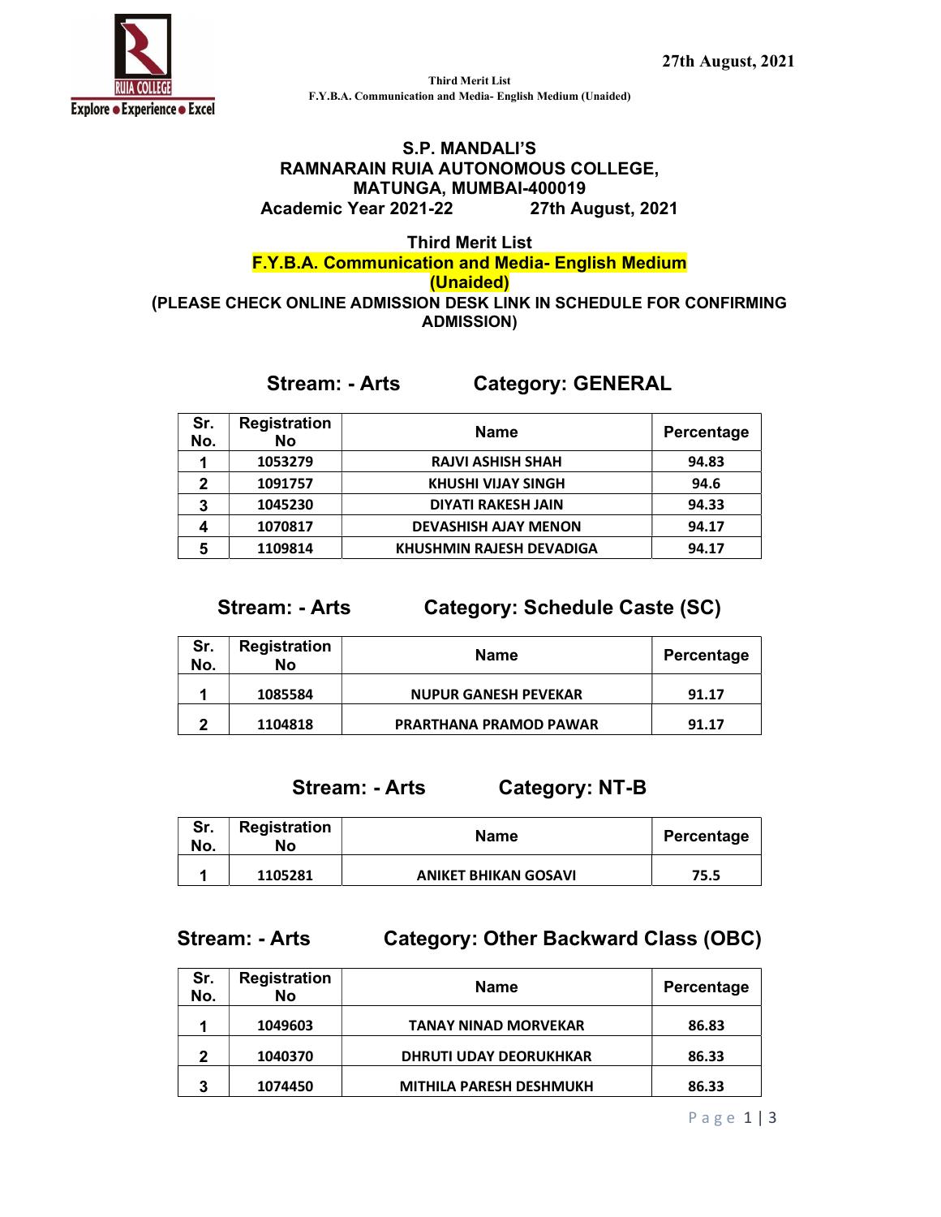27th August, 2021

Third Merit List
F.Y.B.A. Communication and Media- English Medium (Unaided)

**S.P. MANDALI'S**
**RAMNARAIN RUIA AUTONOMOUS COLLEGE,**
**MATUNGA, MUMBAI-400019**
**Academic Year 2021-22 27th August, 2021**

**Third Merit List**
**F.Y.B.A. Communication and Media- English Medium**
**(Unaided)**
**(PLEASE CHECK ONLINE ADMISSION DESK LINK IN SCHEDULE FOR CONFIRMING ADMISSION)**

### Stream: - Arts Category: GENERAL

| Sr. No. | Registration No | Name | Percentage |
|---|---|---|---|
| 1 | 1053279 | RAJVI ASHISH SHAH | 94.83 |
| 2 | 1091757 | KHUSHI VIJAY SINGH | 94.6 |
| 3 | 1045230 | DIYATI RAKESH JAIN | 94.33 |
| 4 | 1070817 | DEVASHISH AJAY MENON | 94.17 |
| 5 | 1109814 | KHUSHMIN RAJESH DEVADIGA | 94.17 |

### Stream: - Arts Category: Schedule Caste (SC)

| Sr. No. | Registration No | Name | Percentage |
|---|---|---|---|
| 1 | 1085584 | NUPUR GANESH PEVEKAR | 91.17 |
| 2 | 1104818 | PRARTHANA PRAMOD PAWAR | 91.17 |

### Stream: - Arts Category: NT-B

| Sr. No. | Registration No | Name | Percentage |
|---|---|---|---|
| 1 | 1105281 | ANIKET BHIKAN GOSAVI | 75.5 |

### Stream: - Arts Category: Other Backward Class (OBC)

| Sr. No. | Registration No | Name | Percentage |
|---|---|---|---|
| 1 | 1049603 | TANAY NINAD MORVEKAR | 86.83 |
| 2 | 1040370 | DHRUTI UDAY DEORUKHKAR | 86.33 |
| 3 | 1074450 | MITHILA PARESH DESHMUKH | 86.33 |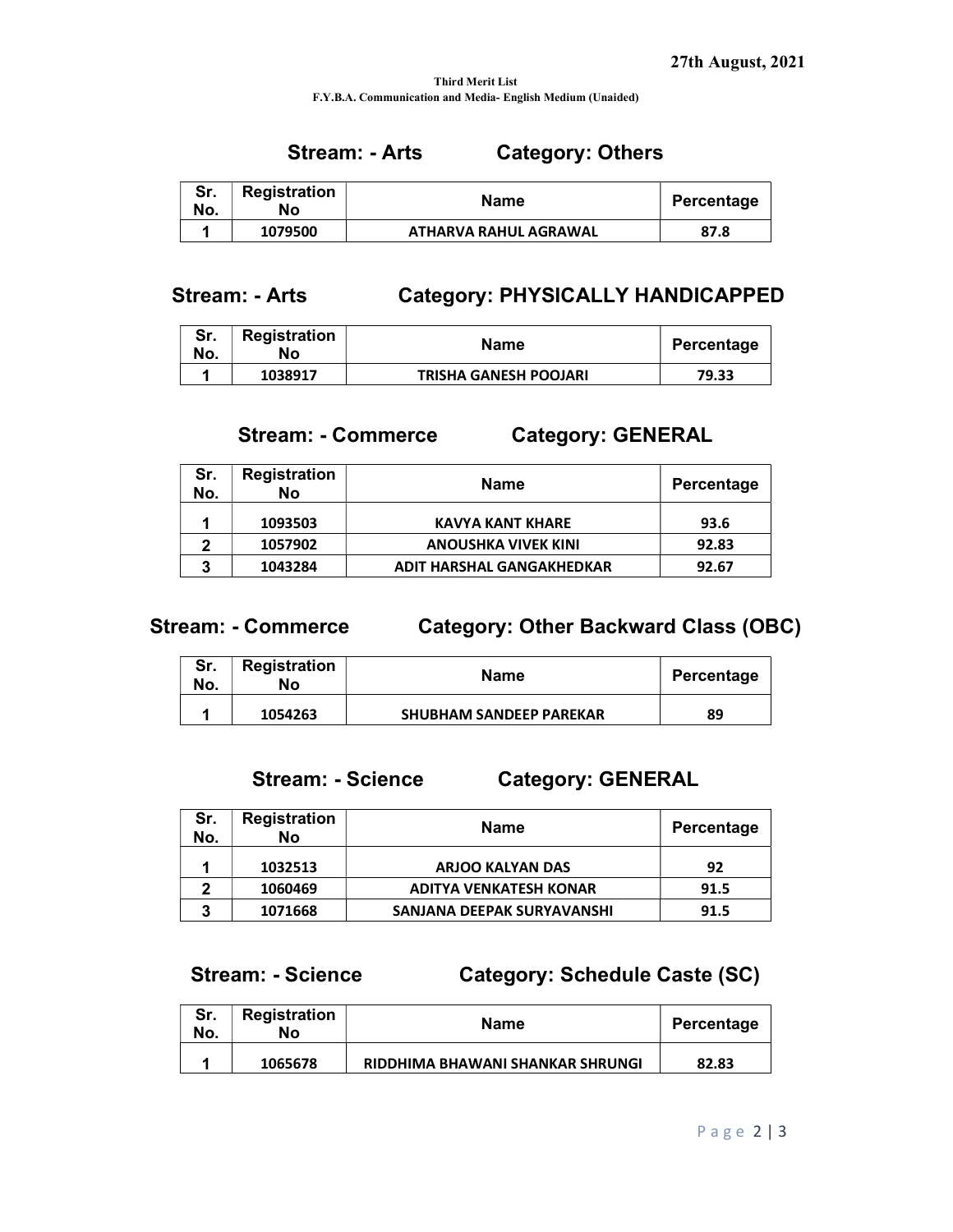27th August, 2021

**Third Merit List**
**F.Y.B.A. Communication and Media- English Medium (Unaided)**

### Stream: - Arts Category: Others

| Sr. No. | Registration No | Name | Percentage |
|---|---|---|---|
| 1 | 1079500 | ATHARVA RAHUL AGRAWAL | 87.8 |

### Stream: - Arts Category: PHYSICALLY HANDICAPPED

| Sr. No. | Registration No | Name | Percentage |
|---|---|---|---|
| 1 | 1038917 | TRISHA GANESH POOJARI | 79.33 |

### Stream: - Commerce Category: GENERAL

| Sr. No. | Registration No | Name | Percentage |
|---|---|---|---|
| 1 | 1093503 | KAVYA KANT KHARE | 93.6 |
| 2 | 1057902 | ANOUSHKA VIVEK KINI | 92.83 |
| 3 | 1043284 | ADIT HARSHAL GANGAKHEDKAR | 92.67 |

### Stream: - Commerce Category: Other Backward Class (OBC)

| Sr. No. | Registration No | Name | Percentage |
|---|---|---|---|
| 1 | 1054263 | SHUBHAM SANDEEP PAREKAR | 89 |

### Stream: - Science Category: GENERAL

| Sr. No. | Registration No | Name | Percentage |
|---|---|---|---|
| 1 | 1032513 | ARJOO KALYAN DAS | 92 |
| 2 | 1060469 | ADITYA VENKATESH KONAR | 91.5 |
| 3 | 1071668 | SANJANA DEEPAK SURYAVANSHI | 91.5 |

### Stream: - Science Category: Schedule Caste (SC)

| Sr. No. | Registration No | Name | Percentage |
|---|---|---|---|
| 1 | 1065678 | RIDDHIMA BHAWANI SHANKAR SHRUNGI | 82.83 |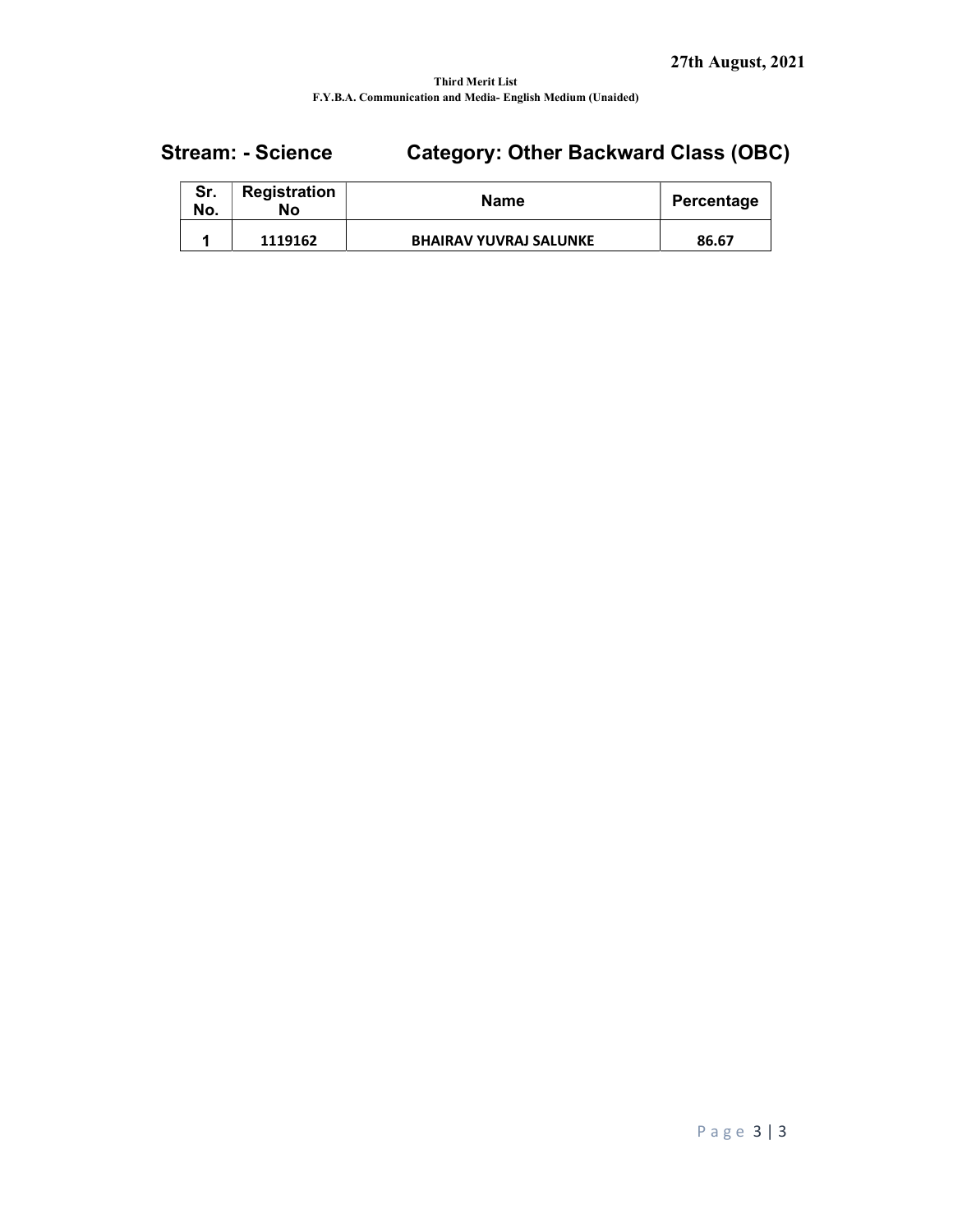**27th August, 2021**

**Third Merit List**
**F.Y.B.A. Communication and Media- English Medium (Unaided)**

## Stream: - Science Category: Other Backward Class (OBC)

| Sr. No. | Registration No | Name | Percentage |
|---|---|---|---|
| 1 | 1119162 | BHAIRAV YUVRAJ SALUNKE | 86.67 |